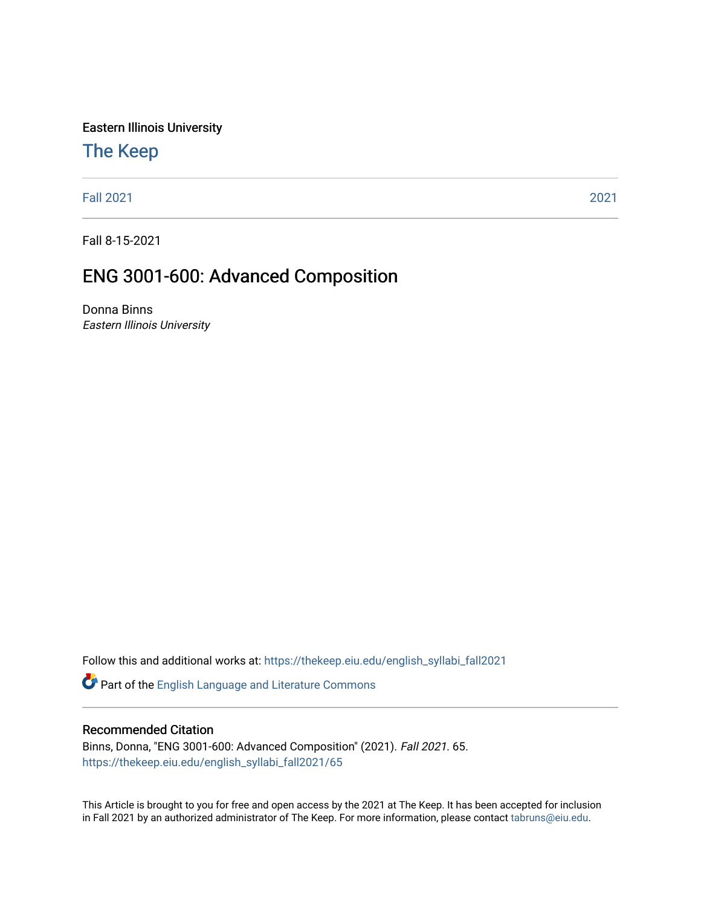Eastern Illinois University

## The Keep

Fall 2021 | 2021

Fall 8-15-2021

# ENG 3001-600: Advanced Composition

Donna Binns
*Eastern Illinois University*

Follow this and additional works at: https://thekeep.eiu.edu/english_syllabi_fall2021

Part of the English Language and Literature Commons

### Recommended Citation

Binns, Donna, "ENG 3001-600: Advanced Composition" (2021). *Fall 2021*. 65.
https://thekeep.eiu.edu/english_syllabi_fall2021/65

This Article is brought to you for free and open access by the 2021 at The Keep. It has been accepted for inclusion in Fall 2021 by an authorized administrator of The Keep. For more information, please contact tabruns@eiu.edu.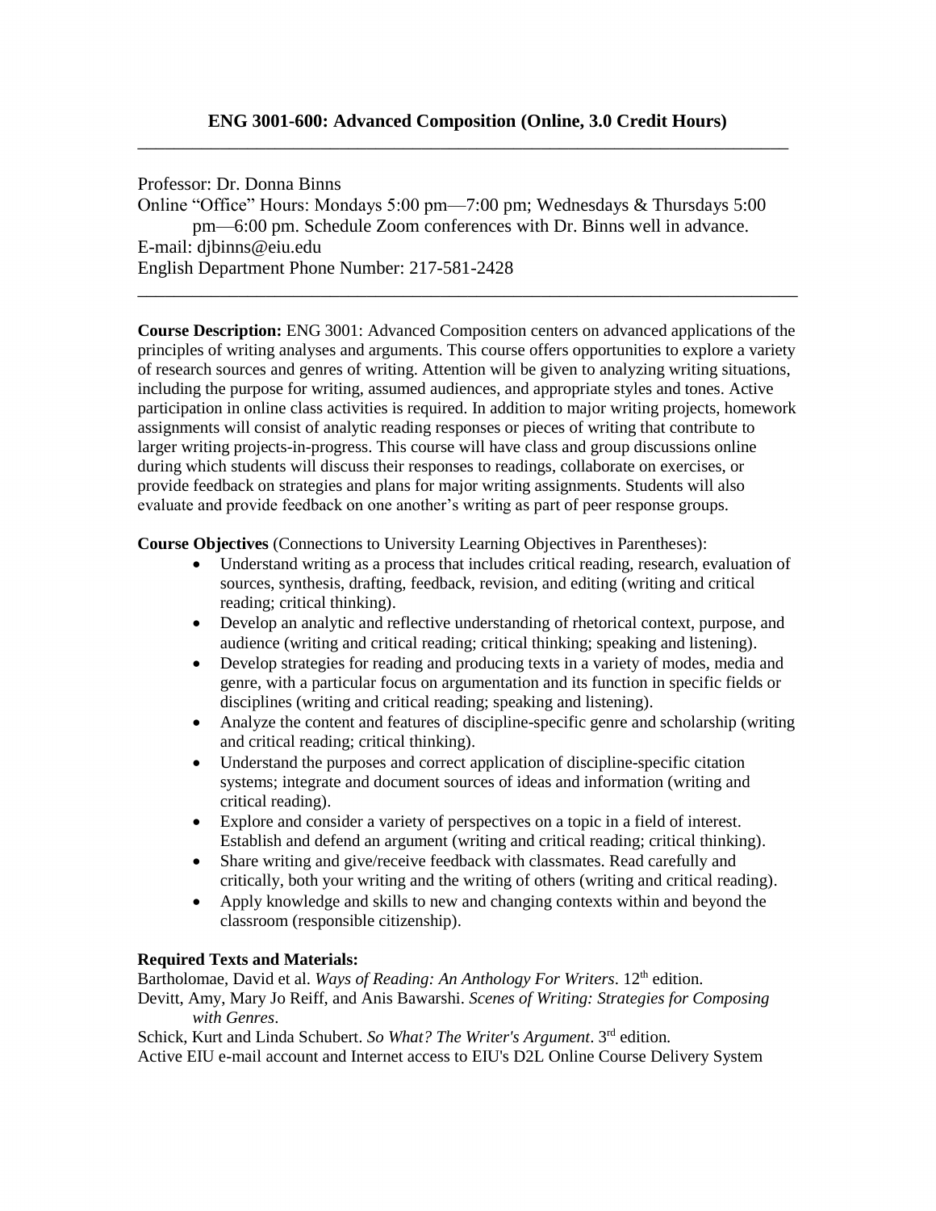## ENG 3001-600: Advanced Composition (Online, 3.0 Credit Hours)

---

Professor: Dr. Donna Binns
Online "Office" Hours: Mondays 5:00 pm—7:00 pm; Wednesdays & Thursdays 5:00 pm—6:00 pm. Schedule Zoom conferences with Dr. Binns well in advance.
E-mail: djbinns@eiu.edu
English Department Phone Number: 217-581-2428

---

**Course Description:** ENG 3001: Advanced Composition centers on advanced applications of the principles of writing analyses and arguments. This course offers opportunities to explore a variety of research sources and genres of writing. Attention will be given to analyzing writing situations, including the purpose for writing, assumed audiences, and appropriate styles and tones. Active participation in online class activities is required. In addition to major writing projects, homework assignments will consist of analytic reading responses or pieces of writing that contribute to larger writing projects-in-progress. This course will have class and group discussions online during which students will discuss their responses to readings, collaborate on exercises, or provide feedback on strategies and plans for major writing assignments. Students will also evaluate and provide feedback on one another's writing as part of peer response groups.

**Course Objectives** (Connections to University Learning Objectives in Parentheses):

- Understand writing as a process that includes critical reading, research, evaluation of sources, synthesis, drafting, feedback, revision, and editing (writing and critical reading; critical thinking).
- Develop an analytic and reflective understanding of rhetorical context, purpose, and audience (writing and critical reading; critical thinking; speaking and listening).
- Develop strategies for reading and producing texts in a variety of modes, media and genre, with a particular focus on argumentation and its function in specific fields or disciplines (writing and critical reading; speaking and listening).
- Analyze the content and features of discipline-specific genre and scholarship (writing and critical reading; critical thinking).
- Understand the purposes and correct application of discipline-specific citation systems; integrate and document sources of ideas and information (writing and critical reading).
- Explore and consider a variety of perspectives on a topic in a field of interest. Establish and defend an argument (writing and critical reading; critical thinking).
- Share writing and give/receive feedback with classmates. Read carefully and critically, both your writing and the writing of others (writing and critical reading).
- Apply knowledge and skills to new and changing contexts within and beyond the classroom (responsible citizenship).

**Required Texts and Materials:**

Bartholomae, David et al. *Ways of Reading: An Anthology For Writers*. 12th edition.
Devitt, Amy, Mary Jo Reiff, and Anis Bawarshi. *Scenes of Writing: Strategies for Composing with Genres*.
Schick, Kurt and Linda Schubert. *So What? The Writer's Argument*. 3rd edition.
Active EIU e-mail account and Internet access to EIU's D2L Online Course Delivery System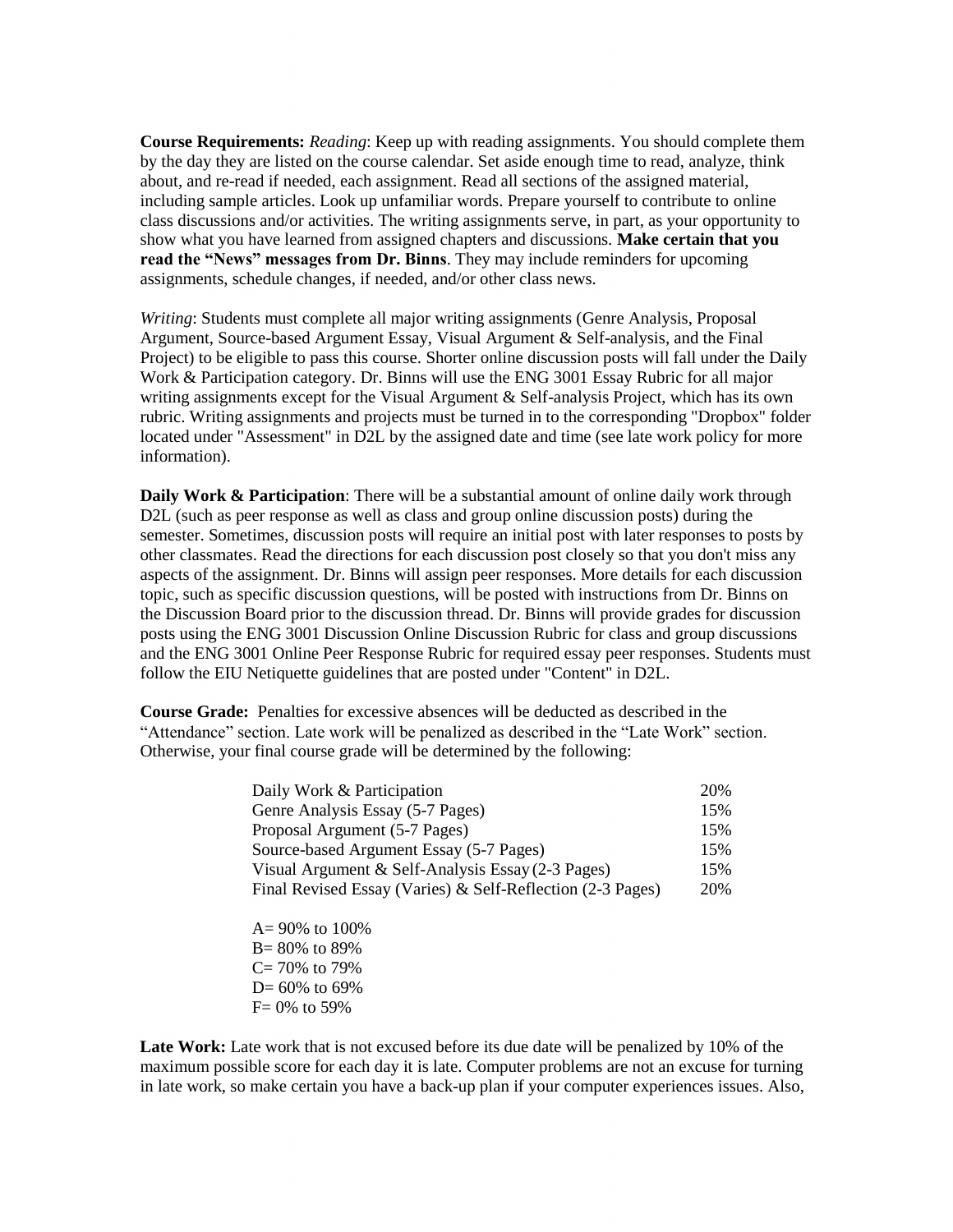**Course Requirements:** *Reading*: Keep up with reading assignments. You should complete them by the day they are listed on the course calendar. Set aside enough time to read, analyze, think about, and re-read if needed, each assignment. Read all sections of the assigned material, including sample articles. Look up unfamiliar words. Prepare yourself to contribute to online class discussions and/or activities. The writing assignments serve, in part, as your opportunity to show what you have learned from assigned chapters and discussions. **Make certain that you read the "News" messages from Dr. Binns**. They may include reminders for upcoming assignments, schedule changes, if needed, and/or other class news.

*Writing*: Students must complete all major writing assignments (Genre Analysis, Proposal Argument, Source-based Argument Essay, Visual Argument & Self-analysis, and the Final Project) to be eligible to pass this course. Shorter online discussion posts will fall under the Daily Work & Participation category. Dr. Binns will use the ENG 3001 Essay Rubric for all major writing assignments except for the Visual Argument & Self-analysis Project, which has its own rubric. Writing assignments and projects must be turned in to the corresponding "Dropbox" folder located under "Assessment" in D2L by the assigned date and time (see late work policy for more information).

**Daily Work & Participation**: There will be a substantial amount of online daily work through D2L (such as peer response as well as class and group online discussion posts) during the semester. Sometimes, discussion posts will require an initial post with later responses to posts by other classmates. Read the directions for each discussion post closely so that you don't miss any aspects of the assignment. Dr. Binns will assign peer responses. More details for each discussion topic, such as specific discussion questions, will be posted with instructions from Dr. Binns on the Discussion Board prior to the discussion thread. Dr. Binns will provide grades for discussion posts using the ENG 3001 Discussion Online Discussion Rubric for class and group discussions and the ENG 3001 Online Peer Response Rubric for required essay peer responses. Students must follow the EIU Netiquette guidelines that are posted under "Content" in D2L.

**Course Grade:** Penalties for excessive absences will be deducted as described in the "Attendance" section. Late work will be penalized as described in the "Late Work" section. Otherwise, your final course grade will be determined by the following:

| | |
|---|---|
| Daily Work & Participation | 20% |
| Genre Analysis Essay (5-7 Pages) | 15% |
| Proposal Argument (5-7 Pages) | 15% |
| Source-based Argument Essay (5-7 Pages) | 15% |
| Visual Argument & Self-Analysis Essay (2-3 Pages) | 15% |
| Final Revised Essay (Varies) & Self-Reflection (2-3 Pages) | 20% |

A= 90% to 100%
B= 80% to 89%
C= 70% to 79%
D= 60% to 69%
F= 0% to 59%

**Late Work:** Late work that is not excused before its due date will be penalized by 10% of the maximum possible score for each day it is late. Computer problems are not an excuse for turning in late work, so make certain you have a back-up plan if your computer experiences issues. Also,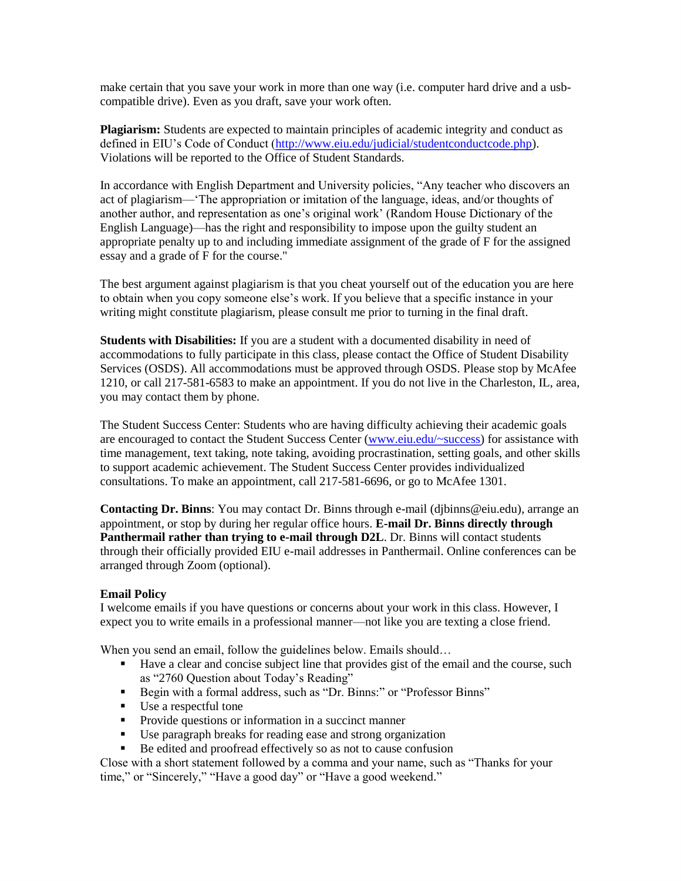make certain that you save your work in more than one way (i.e. computer hard drive and a usb-compatible drive). Even as you draft, save your work often.

**Plagiarism:** Students are expected to maintain principles of academic integrity and conduct as defined in EIU's Code of Conduct (http://www.eiu.edu/judicial/studentconductcode.php). Violations will be reported to the Office of Student Standards.

In accordance with English Department and University policies, "Any teacher who discovers an act of plagiarism—'The appropriation or imitation of the language, ideas, and/or thoughts of another author, and representation as one's original work' (Random House Dictionary of the English Language)—has the right and responsibility to impose upon the guilty student an appropriate penalty up to and including immediate assignment of the grade of F for the assigned essay and a grade of F for the course."

The best argument against plagiarism is that you cheat yourself out of the education you are here to obtain when you copy someone else's work. If you believe that a specific instance in your writing might constitute plagiarism, please consult me prior to turning in the final draft.

**Students with Disabilities:** If you are a student with a documented disability in need of accommodations to fully participate in this class, please contact the Office of Student Disability Services (OSDS). All accommodations must be approved through OSDS. Please stop by McAfee 1210, or call 217-581-6583 to make an appointment. If you do not live in the Charleston, IL, area, you may contact them by phone.

The Student Success Center: Students who are having difficulty achieving their academic goals are encouraged to contact the Student Success Center (www.eiu.edu/~success) for assistance with time management, text taking, note taking, avoiding procrastination, setting goals, and other skills to support academic achievement. The Student Success Center provides individualized consultations. To make an appointment, call 217-581-6696, or go to McAfee 1301.

**Contacting Dr. Binns**: You may contact Dr. Binns through e-mail (djbinns@eiu.edu), arrange an appointment, or stop by during her regular office hours. **E-mail Dr. Binns directly through Panthermail rather than trying to e-mail through D2L**. Dr. Binns will contact students through their officially provided EIU e-mail addresses in Panthermail. Online conferences can be arranged through Zoom (optional).

**Email Policy**

I welcome emails if you have questions or concerns about your work in this class. However, I expect you to write emails in a professional manner—not like you are texting a close friend.

When you send an email, follow the guidelines below. Emails should…

- Have a clear and concise subject line that provides gist of the email and the course, such as "2760 Question about Today's Reading"
- Begin with a formal address, such as "Dr. Binns:" or "Professor Binns"
- Use a respectful tone
- Provide questions or information in a succinct manner
- Use paragraph breaks for reading ease and strong organization
- Be edited and proofread effectively so as not to cause confusion

Close with a short statement followed by a comma and your name, such as "Thanks for your time," or "Sincerely," "Have a good day" or "Have a good weekend."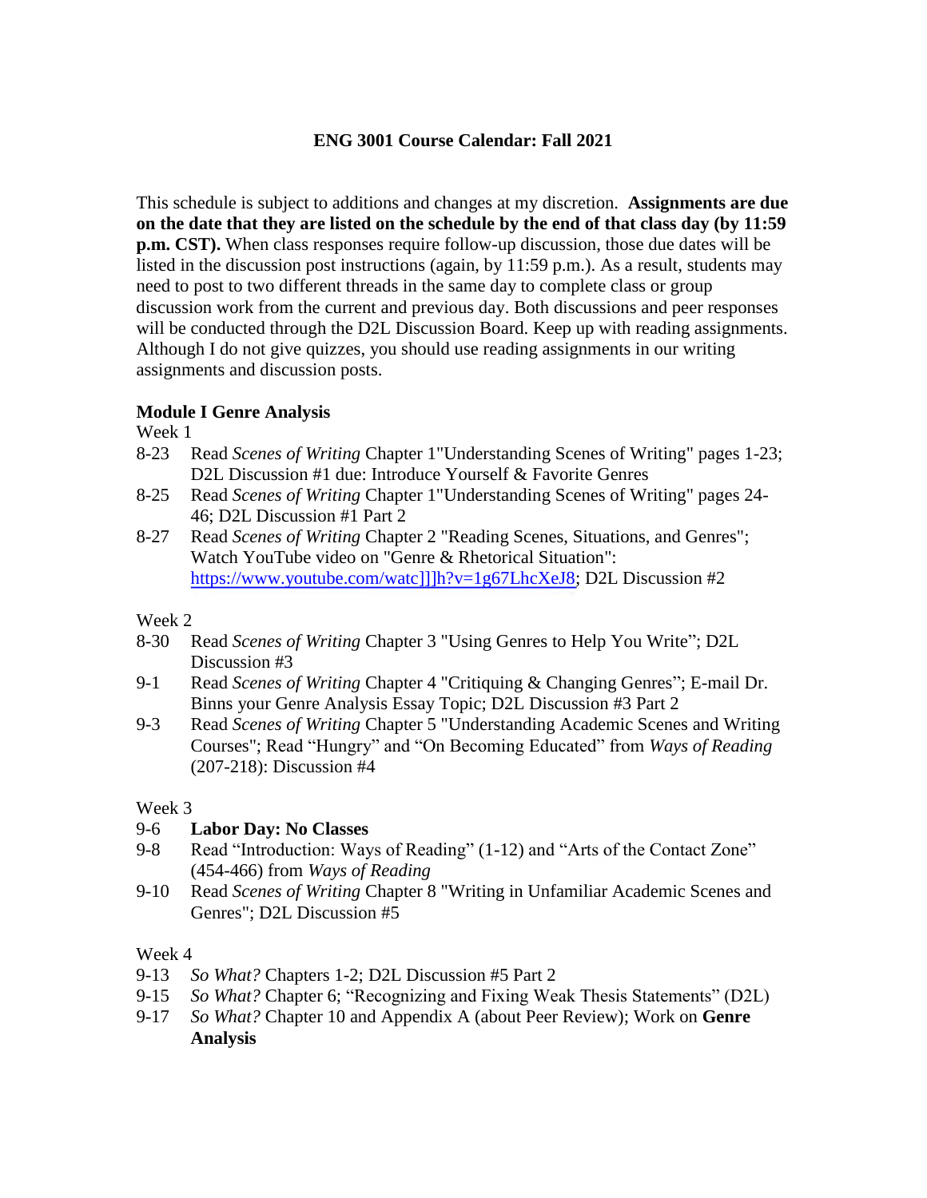# ENG 3001 Course Calendar: Fall 2021

This schedule is subject to additions and changes at my discretion. **Assignments are due on the date that they are listed on the schedule by the end of that class day (by 11:59 p.m. CST).** When class responses require follow-up discussion, those due dates will be listed in the discussion post instructions (again, by 11:59 p.m.). As a result, students may need to post to two different threads in the same day to complete class or group discussion work from the current and previous day. Both discussions and peer responses will be conducted through the D2L Discussion Board. Keep up with reading assignments. Although I do not give quizzes, you should use reading assignments in our writing assignments and discussion posts.

## Module I Genre Analysis

Week 1

- 8-23 Read *Scenes of Writing* Chapter 1"Understanding Scenes of Writing" pages 1-23; D2L Discussion #1 due: Introduce Yourself & Favorite Genres
- 8-25 Read *Scenes of Writing* Chapter 1"Understanding Scenes of Writing" pages 24-46; D2L Discussion #1 Part 2
- 8-27 Read *Scenes of Writing* Chapter 2 "Reading Scenes, Situations, and Genres"; Watch YouTube video on "Genre & Rhetorical Situation": https://www.youtube.com/watc]]]h?v=1g67LhcXeJ8; D2L Discussion #2

Week 2

- 8-30 Read *Scenes of Writing* Chapter 3 "Using Genres to Help You Write"; D2L Discussion #3
- 9-1 Read *Scenes of Writing* Chapter 4 "Critiquing & Changing Genres"; E-mail Dr. Binns your Genre Analysis Essay Topic; D2L Discussion #3 Part 2
- 9-3 Read *Scenes of Writing* Chapter 5 "Understanding Academic Scenes and Writing Courses"; Read "Hungry" and "On Becoming Educated" from *Ways of Reading* (207-218): Discussion #4

Week 3

- 9-6 **Labor Day: No Classes**
- 9-8 Read "Introduction: Ways of Reading" (1-12) and "Arts of the Contact Zone" (454-466) from *Ways of Reading*
- 9-10 Read *Scenes of Writing* Chapter 8 "Writing in Unfamiliar Academic Scenes and Genres"; D2L Discussion #5

Week 4

- 9-13 *So What?* Chapters 1-2; D2L Discussion #5 Part 2
- 9-15 *So What?* Chapter 6; "Recognizing and Fixing Weak Thesis Statements" (D2L)
- 9-17 *So What?* Chapter 10 and Appendix A (about Peer Review); Work on **Genre Analysis**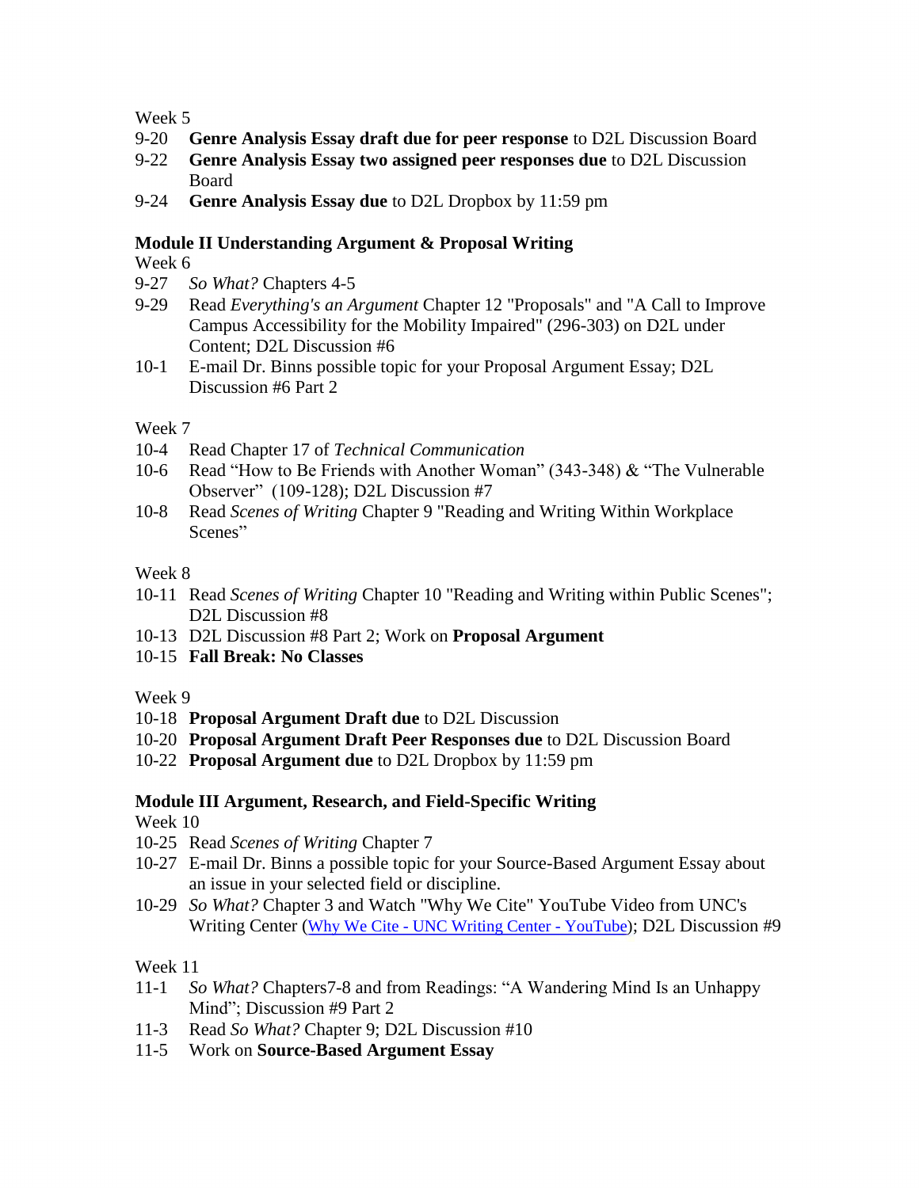Week 5

- 9-20 **Genre Analysis Essay draft due for peer response** to D2L Discussion Board
- 9-22 **Genre Analysis Essay two assigned peer responses due** to D2L Discussion Board
- 9-24 **Genre Analysis Essay due** to D2L Dropbox by 11:59 pm

**Module II Understanding Argument & Proposal Writing**

Week 6

- 9-27 *So What?* Chapters 4-5
- 9-29 Read *Everything's an Argument* Chapter 12 "Proposals" and "A Call to Improve Campus Accessibility for the Mobility Impaired" (296-303) on D2L under Content; D2L Discussion #6
- 10-1 E-mail Dr. Binns possible topic for your Proposal Argument Essay; D2L Discussion #6 Part 2

Week 7

- 10-4 Read Chapter 17 of *Technical Communication*
- 10-6 Read "How to Be Friends with Another Woman" (343-348) & "The Vulnerable Observer" (109-128); D2L Discussion #7
- 10-8 Read *Scenes of Writing* Chapter 9 "Reading and Writing Within Workplace Scenes"

Week 8

- 10-11 Read *Scenes of Writing* Chapter 10 "Reading and Writing within Public Scenes"; D2L Discussion #8
- 10-13 D2L Discussion #8 Part 2; Work on **Proposal Argument**
- 10-15 **Fall Break: No Classes**

Week 9

- 10-18 **Proposal Argument Draft due** to D2L Discussion
- 10-20 **Proposal Argument Draft Peer Responses due** to D2L Discussion Board
- 10-22 **Proposal Argument due** to D2L Dropbox by 11:59 pm

**Module III Argument, Research, and Field-Specific Writing**

Week 10

- 10-25 Read *Scenes of Writing* Chapter 7
- 10-27 E-mail Dr. Binns a possible topic for your Source-Based Argument Essay about an issue in your selected field or discipline.
- 10-29 *So What?* Chapter 3 and Watch "Why We Cite" YouTube Video from UNC's Writing Center (Why We Cite - UNC Writing Center - YouTube); D2L Discussion #9

Week 11

- 11-1 *So What?* Chapters7-8 and from Readings: "A Wandering Mind Is an Unhappy Mind"; Discussion #9 Part 2
- 11-3 Read *So What?* Chapter 9; D2L Discussion #10
- 11-5 Work on **Source-Based Argument Essay**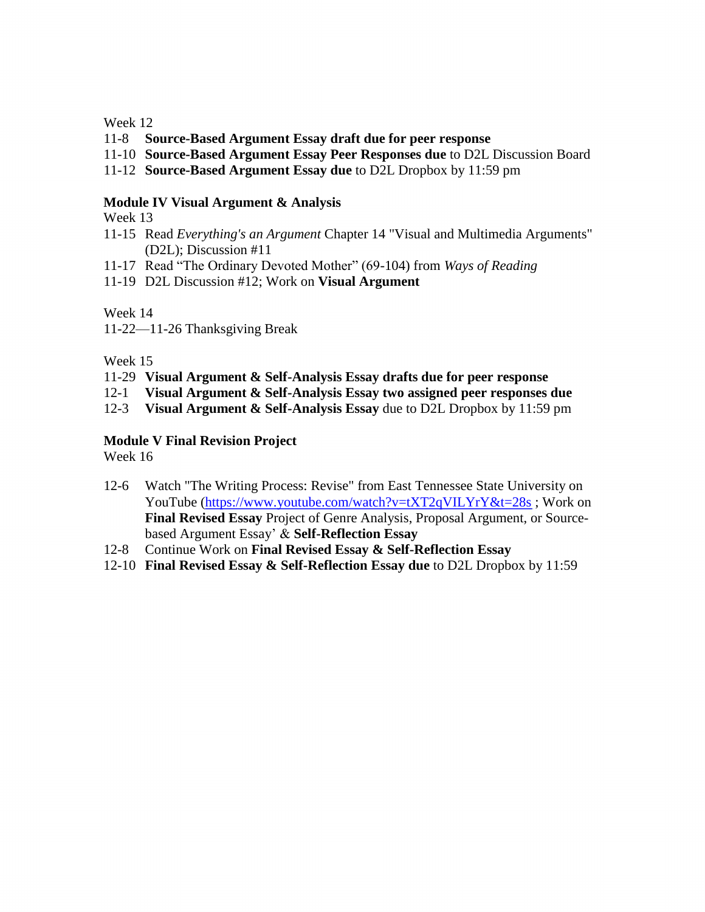Week 12

11-8 **Source-Based Argument Essay draft due for peer response**

11-10 **Source-Based Argument Essay Peer Responses due** to D2L Discussion Board

11-12 **Source-Based Argument Essay due** to D2L Dropbox by 11:59 pm

**Module IV Visual Argument & Analysis**

Week 13

11-15 Read *Everything's an Argument* Chapter 14 "Visual and Multimedia Arguments" (D2L); Discussion #11

11-17 Read "The Ordinary Devoted Mother" (69-104) from *Ways of Reading*

11-19 D2L Discussion #12; Work on **Visual Argument**

Week 14

11-22—11-26 Thanksgiving Break

Week 15

11-29 **Visual Argument & Self-Analysis Essay drafts due for peer response**

12-1 **Visual Argument & Self-Analysis Essay two assigned peer responses due**

12-3 **Visual Argument & Self-Analysis Essay** due to D2L Dropbox by 11:59 pm

**Module V Final Revision Project**

Week 16

12-6 Watch "The Writing Process: Revise" from East Tennessee State University on YouTube (https://www.youtube.com/watch?v=tXT2qVILYrY&t=28s ; Work on **Final Revised Essay** Project of Genre Analysis, Proposal Argument, or Source-based Argument Essay' & **Self-Reflection Essay**

12-8 Continue Work on **Final Revised Essay & Self-Reflection Essay**

12-10 **Final Revised Essay & Self-Reflection Essay due** to D2L Dropbox by 11:59